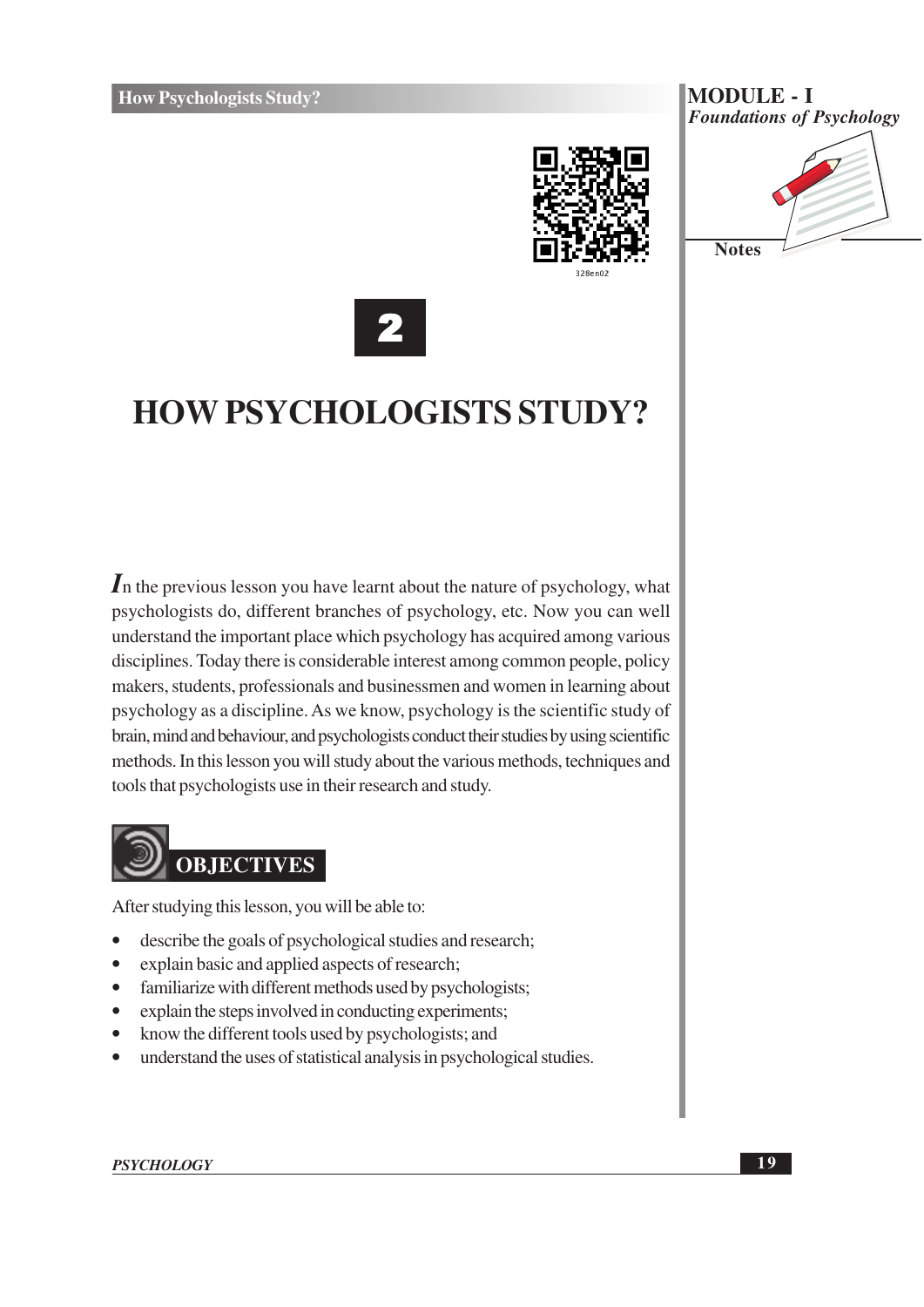# 2

# HOW PSYCHOLOGISTS STUDY?

*I*n the previous lesson you have learnt about the nature of psychology, what psychologists do, different branches of psychology, etc. Now you can well understand the important place which psychology has acquired among various disciplines. Today there is considerable interest among common people, policy makers, students, professionals and businessmen and women in learning about psychology as a discipline. As we know, psychology is the scientific study of brain, mind and behaviour, and psychologists conduct their studies by using scientific methods. In this lesson you will study about the various methods, techniques and tools that psychologists use in their research and study.

## OBJECTIVES

After studying this lesson, you will be able to:

- describe the goals of psychological studies and research;
- explain basic and applied aspects of research;
- familiarize with different methods used by psychologists;
- explain the steps involved in conducting experiments;
- know the different tools used by psychologists; and
- understand the uses of statistical analysis in psychological studies.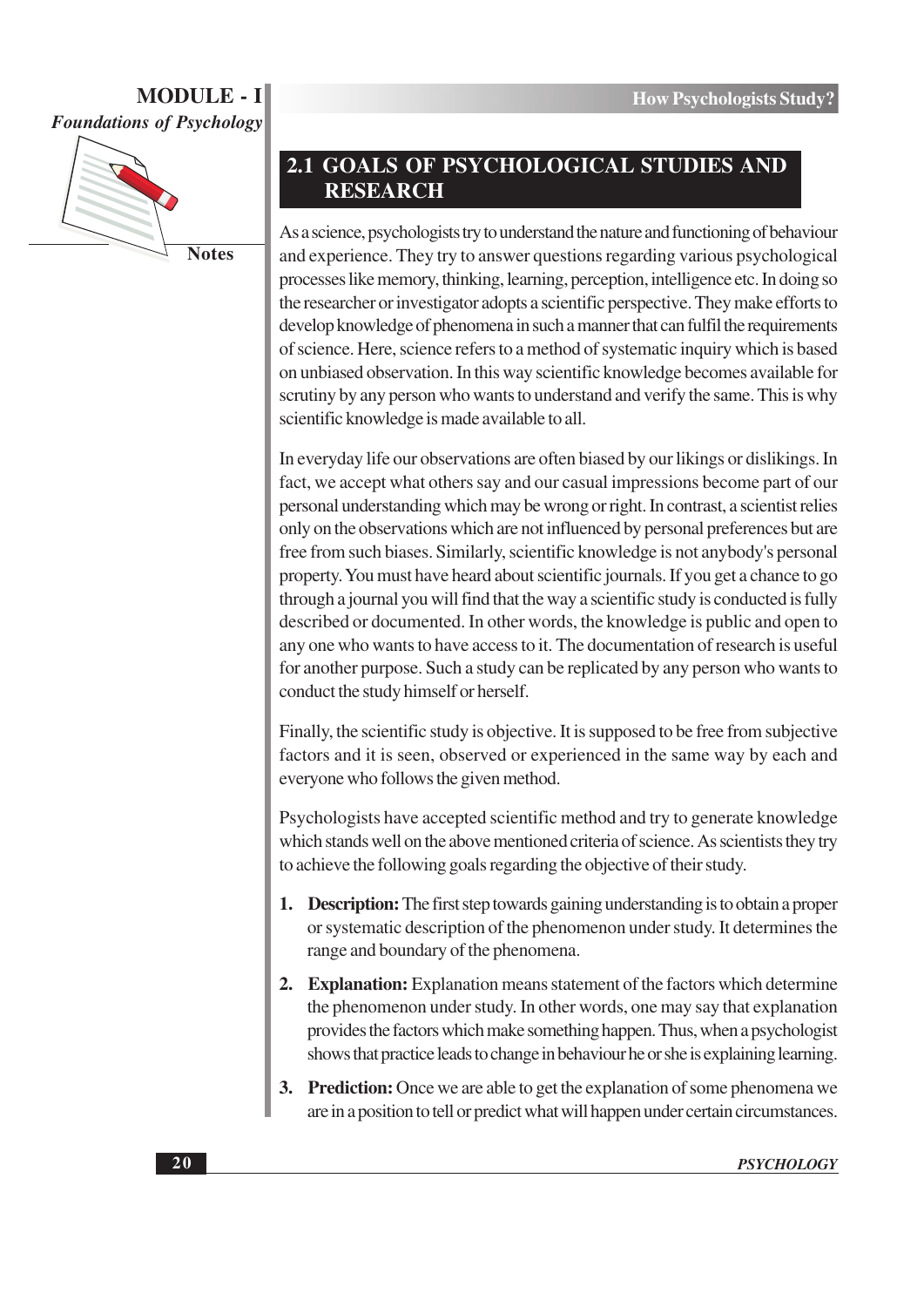## 2.1 GOALS OF PSYCHOLOGICAL STUDIES AND RESEARCH

As a science, psychologists try to understand the nature and functioning of behaviour and experience. They try to answer questions regarding various psychological processes like memory, thinking, learning, perception, intelligence etc. In doing so the researcher or investigator adopts a scientific perspective. They make efforts to develop knowledge of phenomena in such a manner that can fulfil the requirements of science. Here, science refers to a method of systematic inquiry which is based on unbiased observation. In this way scientific knowledge becomes available for scrutiny by any person who wants to understand and verify the same. This is why scientific knowledge is made available to all.

In everyday life our observations are often biased by our likings or dislikings. In fact, we accept what others say and our casual impressions become part of our personal understanding which may be wrong or right. In contrast, a scientist relies only on the observations which are not influenced by personal preferences but are free from such biases. Similarly, scientific knowledge is not anybody's personal property. You must have heard about scientific journals. If you get a chance to go through a journal you will find that the way a scientific study is conducted is fully described or documented. In other words, the knowledge is public and open to any one who wants to have access to it. The documentation of research is useful for another purpose. Such a study can be replicated by any person who wants to conduct the study himself or herself.

Finally, the scientific study is objective. It is supposed to be free from subjective factors and it is seen, observed or experienced in the same way by each and everyone who follows the given method.

Psychologists have accepted scientific method and try to generate knowledge which stands well on the above mentioned criteria of science. As scientists they try to achieve the following goals regarding the objective of their study.

1. **Description:** The first step towards gaining understanding is to obtain a proper or systematic description of the phenomenon under study. It determines the range and boundary of the phenomena.
2. **Explanation:** Explanation means statement of the factors which determine the phenomenon under study. In other words, one may say that explanation provides the factors which make something happen. Thus, when a psychologist shows that practice leads to change in behaviour he or she is explaining learning.
3. **Prediction:** Once we are able to get the explanation of some phenomena we are in a position to tell or predict what will happen under certain circumstances.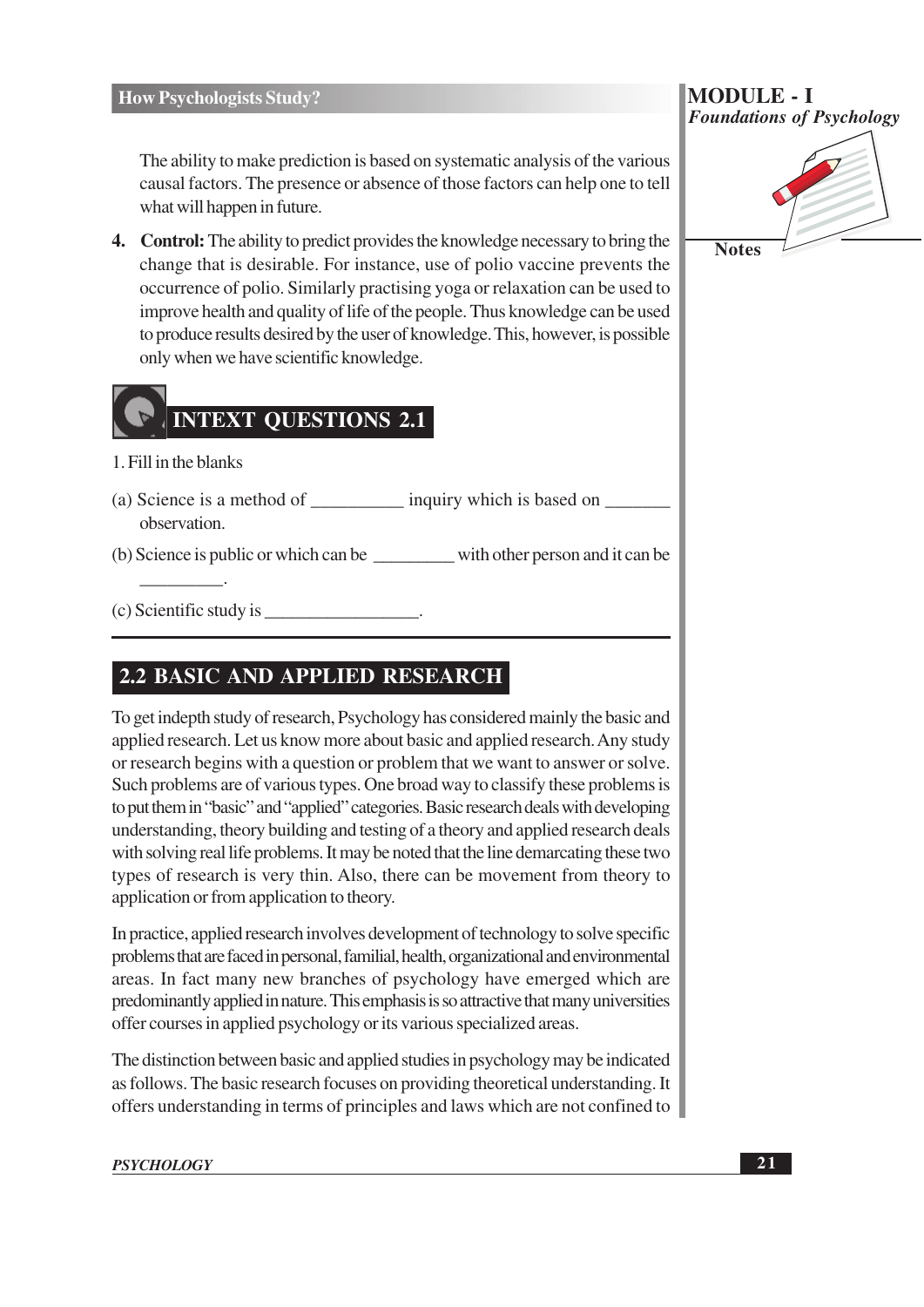The ability to make prediction is based on systematic analysis of the various causal factors. The presence or absence of those factors can help one to tell what will happen in future.

4. **Control:** The ability to predict provides the knowledge necessary to bring the change that is desirable. For instance, use of polio vaccine prevents the occurrence of polio. Similarly practising yoga or relaxation can be used to improve health and quality of life of the people. Thus knowledge can be used to produce results desired by the user of knowledge. This, however, is possible only when we have scientific knowledge.

## INTEXT QUESTIONS 2.1

1. Fill in the blanks

(a) Science is a method of __________ inquiry which is based on _______ observation.

(b) Science is public or which can be _________ with other person and it can be _________.

(c) Scientific study is _________________.

## 2.2 BASIC AND APPLIED RESEARCH

To get indepth study of research, Psychology has considered mainly the basic and applied research. Let us know more about basic and applied research. Any study or research begins with a question or problem that we want to answer or solve. Such problems are of various types. One broad way to classify these problems is to put them in "basic" and "applied" categories. Basic research deals with developing understanding, theory building and testing of a theory and applied research deals with solving real life problems. It may be noted that the line demarcating these two types of research is very thin. Also, there can be movement from theory to application or from application to theory.

In practice, applied research involves development of technology to solve specific problems that are faced in personal, familial, health, organizational and environmental areas. In fact many new branches of psychology have emerged which are predominantly applied in nature. This emphasis is so attractive that many universities offer courses in applied psychology or its various specialized areas.

The distinction between basic and applied studies in psychology may be indicated as follows. The basic research focuses on providing theoretical understanding. It offers understanding in terms of principles and laws which are not confined to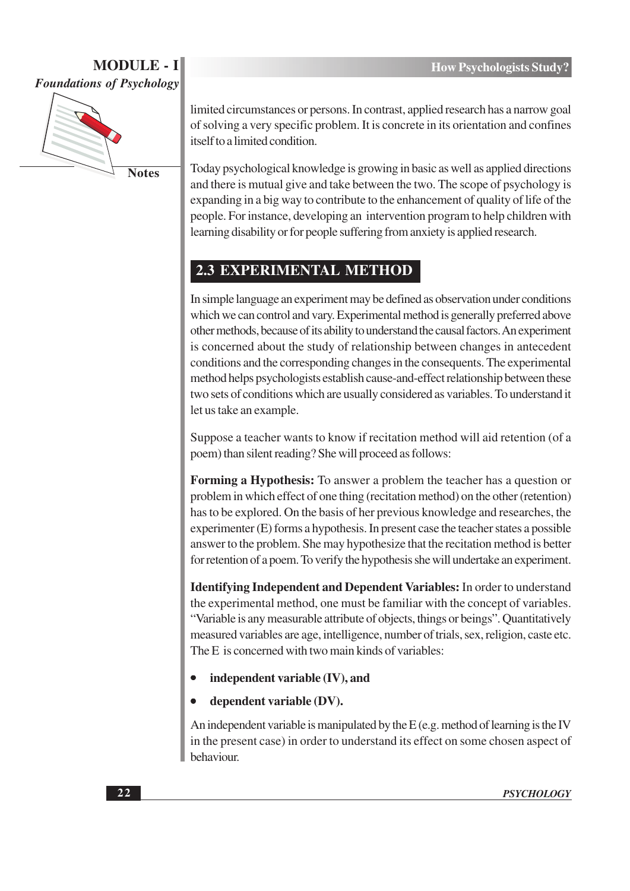limited circumstances or persons. In contrast, applied research has a narrow goal of solving a very specific problem. It is concrete in its orientation and confines itself to a limited condition.

Today psychological knowledge is growing in basic as well as applied directions and there is mutual give and take between the two. The scope of psychology is expanding in a big way to contribute to the enhancement of quality of life of the people. For instance, developing an intervention program to help children with learning disability or for people suffering from anxiety is applied research.

## 2.3 EXPERIMENTAL METHOD

In simple language an experiment may be defined as observation under conditions which we can control and vary. Experimental method is generally preferred above other methods, because of its ability to understand the causal factors. An experiment is concerned about the study of relationship between changes in antecedent conditions and the corresponding changes in the consequents. The experimental method helps psychologists establish cause-and-effect relationship between these two sets of conditions which are usually considered as variables. To understand it let us take an example.

Suppose a teacher wants to know if recitation method will aid retention (of a poem) than silent reading? She will proceed as follows:

**Forming a Hypothesis:** To answer a problem the teacher has a question or problem in which effect of one thing (recitation method) on the other (retention) has to be explored. On the basis of her previous knowledge and researches, the experimenter (E) forms a hypothesis. In present case the teacher states a possible answer to the problem. She may hypothesize that the recitation method is better for retention of a poem. To verify the hypothesis she will undertake an experiment.

**Identifying Independent and Dependent Variables:** In order to understand the experimental method, one must be familiar with the concept of variables. "Variable is any measurable attribute of objects, things or beings". Quantitatively measured variables are age, intelligence, number of trials, sex, religion, caste etc. The E is concerned with two main kinds of variables:

- **independent variable (IV), and**
- **dependent variable (DV).**

An independent variable is manipulated by the E (e.g. method of learning is the IV in the present case) in order to understand its effect on some chosen aspect of behaviour.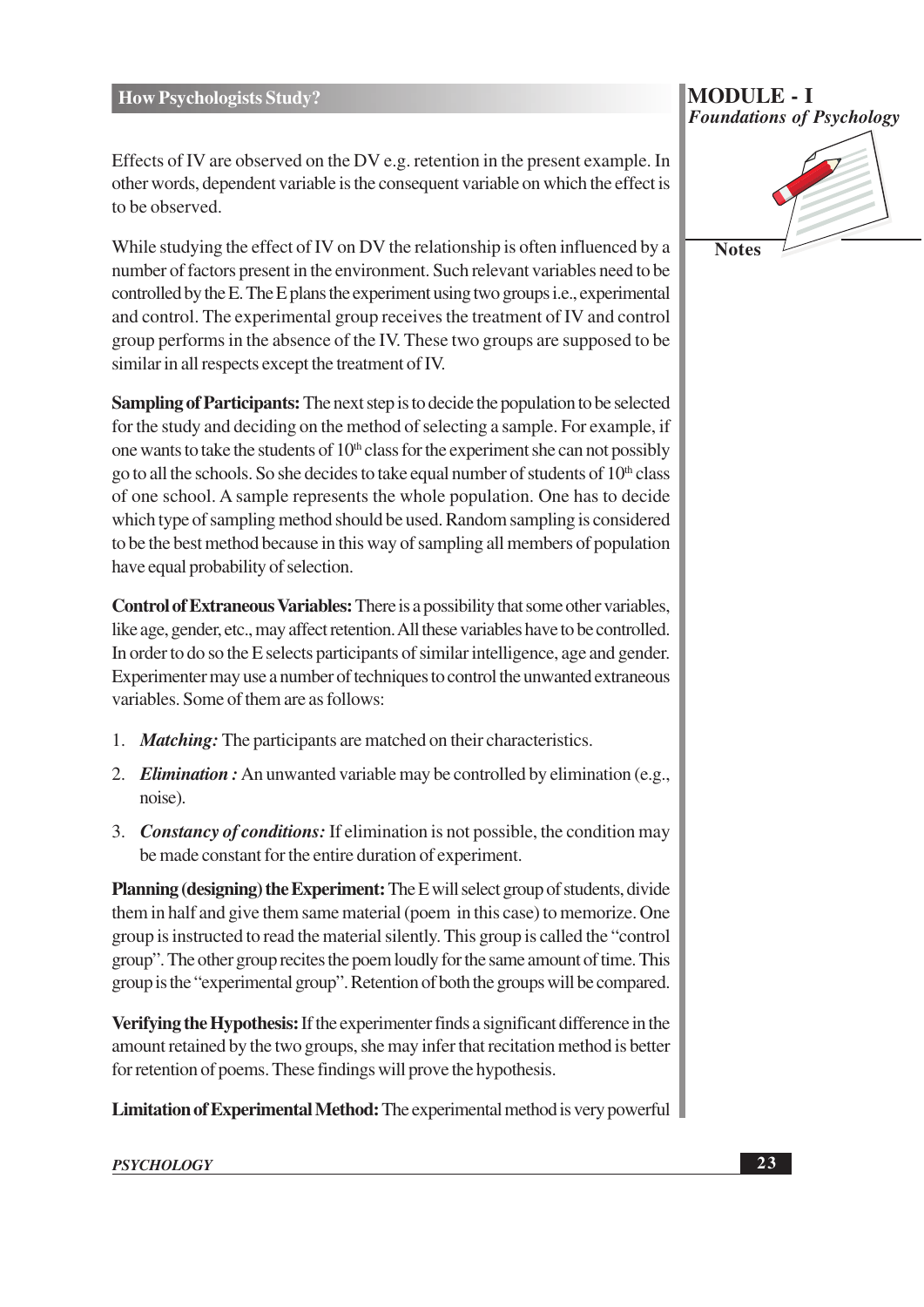Effects of IV are observed on the DV e.g. retention in the present example. In other words, dependent variable is the consequent variable on which the effect is to be observed.

While studying the effect of IV on DV the relationship is often influenced by a number of factors present in the environment. Such relevant variables need to be controlled by the E. The E plans the experiment using two groups i.e., experimental and control. The experimental group receives the treatment of IV and control group performs in the absence of the IV. These two groups are supposed to be similar in all respects except the treatment of IV.

**Sampling of Participants:** The next step is to decide the population to be selected for the study and deciding on the method of selecting a sample. For example, if one wants to take the students of 10th class for the experiment she can not possibly go to all the schools. So she decides to take equal number of students of 10th class of one school. A sample represents the whole population. One has to decide which type of sampling method should be used. Random sampling is considered to be the best method because in this way of sampling all members of population have equal probability of selection.

**Control of Extraneous Variables:** There is a possibility that some other variables, like age, gender, etc., may affect retention. All these variables have to be controlled. In order to do so the E selects participants of similar intelligence, age and gender. Experimenter may use a number of techniques to control the unwanted extraneous variables. Some of them are as follows:

1. ***Matching:*** The participants are matched on their characteristics.
2. ***Elimination :*** An unwanted variable may be controlled by elimination (e.g., noise).
3. ***Constancy of conditions:*** If elimination is not possible, the condition may be made constant for the entire duration of experiment.

**Planning (designing) the Experiment:** The E will select group of students, divide them in half and give them same material (poem in this case) to memorize. One group is instructed to read the material silently. This group is called the "control group". The other group recites the poem loudly for the same amount of time. This group is the "experimental group". Retention of both the groups will be compared.

**Verifying the Hypothesis:** If the experimenter finds a significant difference in the amount retained by the two groups, she may infer that recitation method is better for retention of poems. These findings will prove the hypothesis.

**Limitation of Experimental Method:** The experimental method is very powerful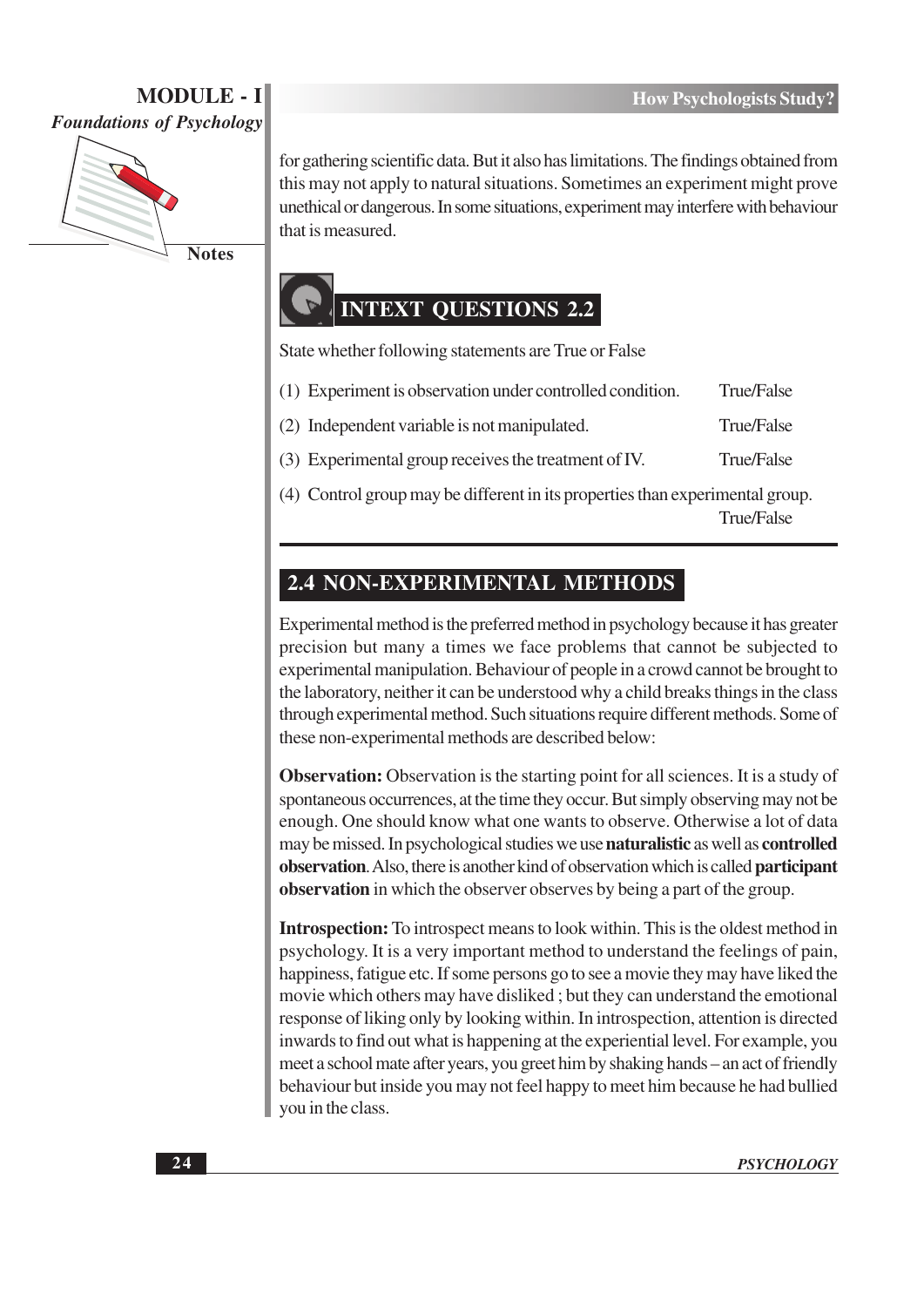for gathering scientific data. But it also has limitations. The findings obtained from this may not apply to natural situations. Sometimes an experiment might prove unethical or dangerous. In some situations, experiment may interfere with behaviour that is measured.

## INTEXT QUESTIONS 2.2

State whether following statements are True or False

(1) Experiment is observation under controlled condition. True/False

(2) Independent variable is not manipulated. True/False

(3) Experimental group receives the treatment of IV. True/False

(4) Control group may be different in its properties than experimental group. True/False

## 2.4 NON-EXPERIMENTAL METHODS

Experimental method is the preferred method in psychology because it has greater precision but many a times we face problems that cannot be subjected to experimental manipulation. Behaviour of people in a crowd cannot be brought to the laboratory, neither it can be understood why a child breaks things in the class through experimental method. Such situations require different methods. Some of these non-experimental methods are described below:

**Observation:** Observation is the starting point for all sciences. It is a study of spontaneous occurrences, at the time they occur. But simply observing may not be enough. One should know what one wants to observe. Otherwise a lot of data may be missed. In psychological studies we use **naturalistic** as well as **controlled observation**. Also, there is another kind of observation which is called **participant observation** in which the observer observes by being a part of the group.

**Introspection:** To introspect means to look within. This is the oldest method in psychology. It is a very important method to understand the feelings of pain, happiness, fatigue etc. If some persons go to see a movie they may have liked the movie which others may have disliked ; but they can understand the emotional response of liking only by looking within. In introspection, attention is directed inwards to find out what is happening at the experiential level. For example, you meet a school mate after years, you greet him by shaking hands – an act of friendly behaviour but inside you may not feel happy to meet him because he had bullied you in the class.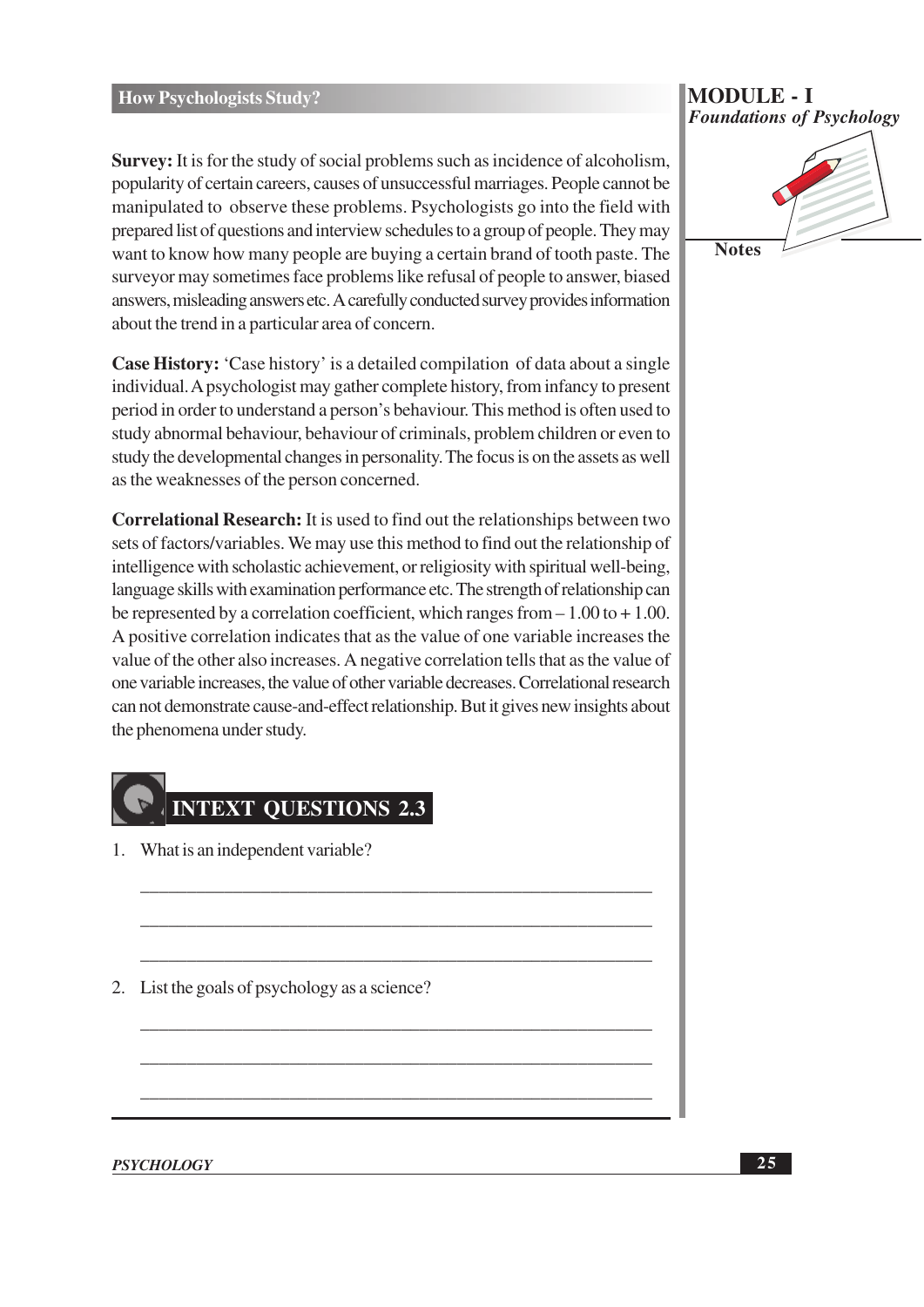**Survey:** It is for the study of social problems such as incidence of alcoholism, popularity of certain careers, causes of unsuccessful marriages. People cannot be manipulated to observe these problems. Psychologists go into the field with prepared list of questions and interview schedules to a group of people. They may want to know how many people are buying a certain brand of tooth paste. The surveyor may sometimes face problems like refusal of people to answer, biased answers, misleading answers etc. A carefully conducted survey provides information about the trend in a particular area of concern.

**Case History:** 'Case history' is a detailed compilation of data about a single individual. A psychologist may gather complete history, from infancy to present period in order to understand a person's behaviour. This method is often used to study abnormal behaviour, behaviour of criminals, problem children or even to study the developmental changes in personality. The focus is on the assets as well as the weaknesses of the person concerned.

**Correlational Research:** It is used to find out the relationships between two sets of factors/variables. We may use this method to find out the relationship of intelligence with scholastic achievement, or religiosity with spiritual well-being, language skills with examination performance etc. The strength of relationship can be represented by a correlation coefficient, which ranges from – 1.00 to + 1.00. A positive correlation indicates that as the value of one variable increases the value of the other also increases. A negative correlation tells that as the value of one variable increases, the value of other variable decreases. Correlational research can not demonstrate cause-and-effect relationship. But it gives new insights about the phenomena under study.

## INTEXT QUESTIONS 2.3

1. What is an independent variable?

\_\_\_\_\_\_\_\_\_\_\_\_\_\_\_\_\_\_\_\_\_\_\_\_\_\_\_\_\_\_\_\_\_\_\_\_\_\_\_\_\_\_\_\_\_\_\_\_

\_\_\_\_\_\_\_\_\_\_\_\_\_\_\_\_\_\_\_\_\_\_\_\_\_\_\_\_\_\_\_\_\_\_\_\_\_\_\_\_\_\_\_\_\_\_\_\_

\_\_\_\_\_\_\_\_\_\_\_\_\_\_\_\_\_\_\_\_\_\_\_\_\_\_\_\_\_\_\_\_\_\_\_\_\_\_\_\_\_\_\_\_\_\_\_\_

2. List the goals of psychology as a science?

\_\_\_\_\_\_\_\_\_\_\_\_\_\_\_\_\_\_\_\_\_\_\_\_\_\_\_\_\_\_\_\_\_\_\_\_\_\_\_\_\_\_\_\_\_\_\_\_

\_\_\_\_\_\_\_\_\_\_\_\_\_\_\_\_\_\_\_\_\_\_\_\_\_\_\_\_\_\_\_\_\_\_\_\_\_\_\_\_\_\_\_\_\_\_\_\_

\_\_\_\_\_\_\_\_\_\_\_\_\_\_\_\_\_\_\_\_\_\_\_\_\_\_\_\_\_\_\_\_\_\_\_\_\_\_\_\_\_\_\_\_\_\_\_\_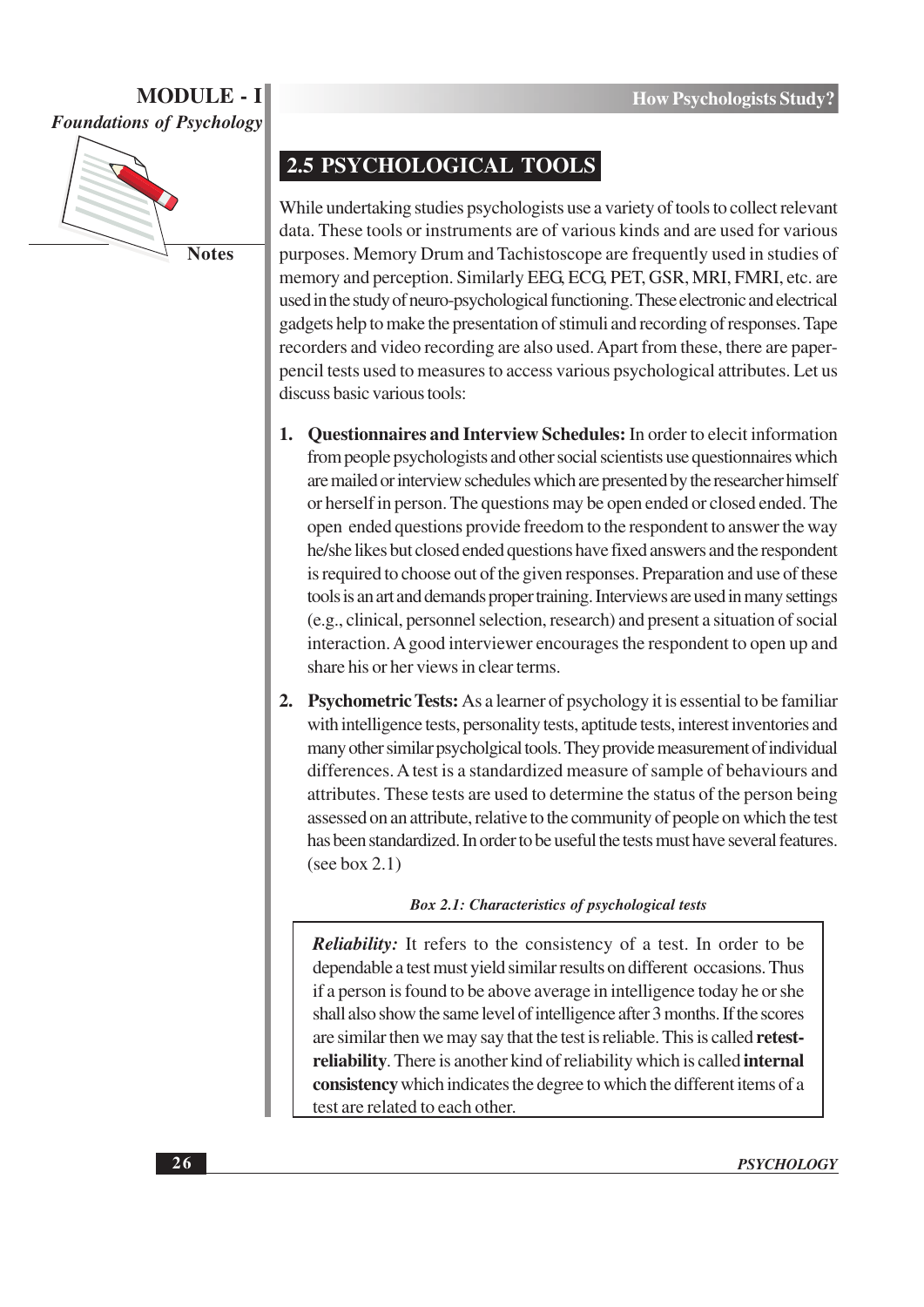## 2.5 PSYCHOLOGICAL TOOLS

While undertaking studies psychologists use a variety of tools to collect relevant data. These tools or instruments are of various kinds and are used for various purposes. Memory Drum and Tachistoscope are frequently used in studies of memory and perception. Similarly EEG, ECG, PET, GSR, MRI, FMRI, etc. are used in the study of neuro-psychological functioning. These electronic and electrical gadgets help to make the presentation of stimuli and recording of responses. Tape recorders and video recording are also used. Apart from these, there are paper-pencil tests used to measures to access various psychological attributes. Let us discuss basic various tools:

1. **Questionnaires and Interview Schedules:** In order to elecit information from people psychologists and other social scientists use questionnaires which are mailed or interview schedules which are presented by the researcher himself or herself in person. The questions may be open ended or closed ended. The open ended questions provide freedom to the respondent to answer the way he/she likes but closed ended questions have fixed answers and the respondent is required to choose out of the given responses. Preparation and use of these tools is an art and demands proper training. Interviews are used in many settings (e.g., clinical, personnel selection, research) and present a situation of social interaction. A good interviewer encourages the respondent to open up and share his or her views in clear terms.

2. **Psychometric Tests:** As a learner of psychology it is essential to be familiar with intelligence tests, personality tests, aptitude tests, interest inventories and many other similar psycholgical tools. They provide measurement of individual differences. A test is a standardized measure of sample of behaviours and attributes. These tests are used to determine the status of the person being assessed on an attribute, relative to the community of people on which the test has been standardized. In order to be useful the tests must have several features. (see box 2.1)

***Box 2.1: Characteristics of psychological tests***

***Reliability:*** It refers to the consistency of a test. In order to be dependable a test must yield similar results on different occasions. Thus if a person is found to be above average in intelligence today he or she shall also show the same level of intelligence after 3 months. If the scores are similar then we may say that the test is reliable. This is called **retest-reliability**. There is another kind of reliability which is called **internal consistency** which indicates the degree to which the different items of a test are related to each other.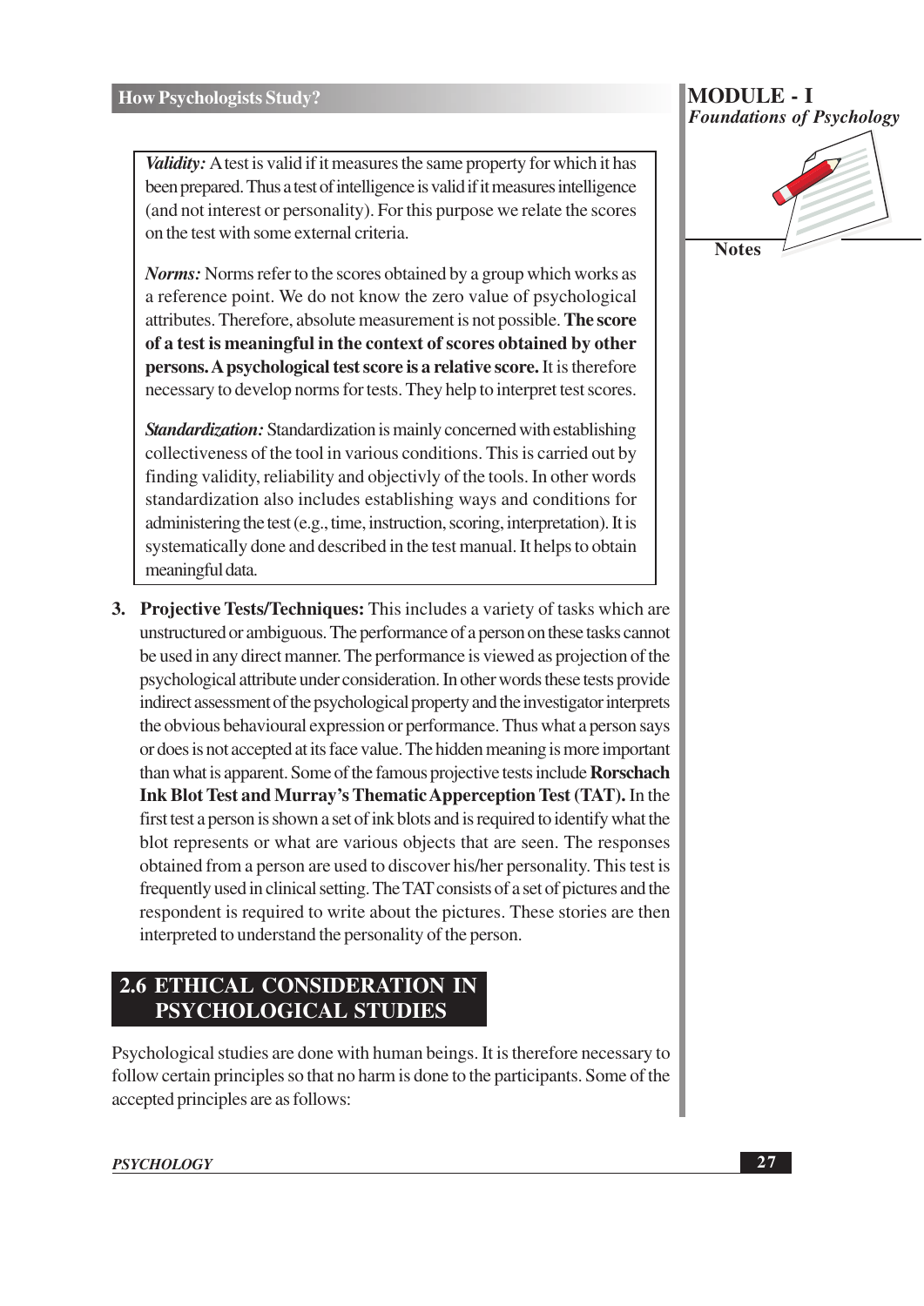*Validity:* A test is valid if it measures the same property for which it has been prepared. Thus a test of intelligence is valid if it measures intelligence (and not interest or personality). For this purpose we relate the scores on the test with some external criteria.

*Norms:* Norms refer to the scores obtained by a group which works as a reference point. We do not know the zero value of psychological attributes. Therefore, absolute measurement is not possible. **The score of a test is meaningful in the context of scores obtained by other persons. A psychological test score is a relative score.** It is therefore necessary to develop norms for tests. They help to interpret test scores.

*Standardization:* Standardization is mainly concerned with establishing collectiveness of the tool in various conditions. This is carried out by finding validity, reliability and objectivly of the tools. In other words standardization also includes establishing ways and conditions for administering the test (e.g., time, instruction, scoring, interpretation). It is systematically done and described in the test manual. It helps to obtain meaningful data.

3. **Projective Tests/Techniques:** This includes a variety of tasks which are unstructured or ambiguous. The performance of a person on these tasks cannot be used in any direct manner. The performance is viewed as projection of the psychological attribute under consideration. In other words these tests provide indirect assessment of the psychological property and the investigator interprets the obvious behavioural expression or performance. Thus what a person says or does is not accepted at its face value. The hidden meaning is more important than what is apparent. Some of the famous projective tests include **Rorschach Ink Blot Test and Murray's Thematic Apperception Test (TAT).** In the first test a person is shown a set of ink blots and is required to identify what the blot represents or what are various objects that are seen. The responses obtained from a person are used to discover his/her personality. This test is frequently used in clinical setting. The TAT consists of a set of pictures and the respondent is required to write about the pictures. These stories are then interpreted to understand the personality of the person.

## 2.6 ETHICAL CONSIDERATION IN PSYCHOLOGICAL STUDIES

Psychological studies are done with human beings. It is therefore necessary to follow certain principles so that no harm is done to the participants. Some of the accepted principles are as follows: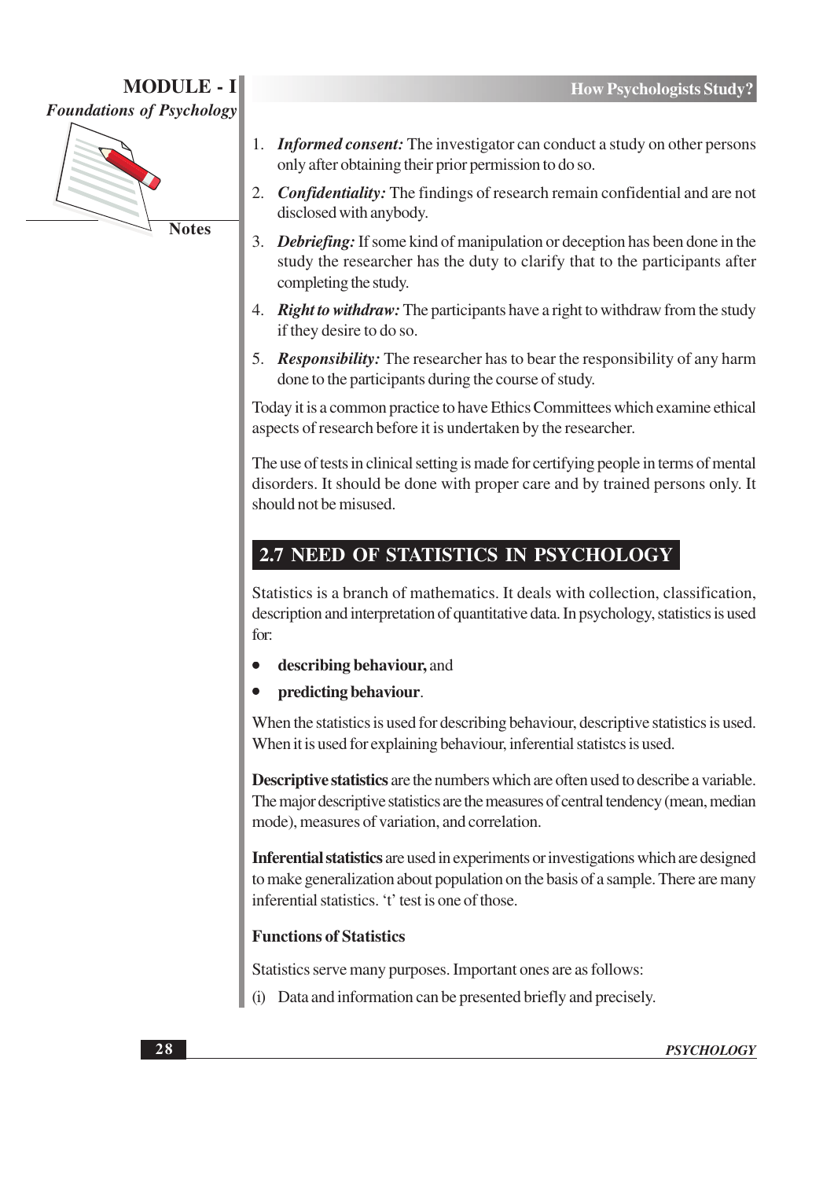1. ***Informed consent:*** The investigator can conduct a study on other persons only after obtaining their prior permission to do so.
2. ***Confidentiality:*** The findings of research remain confidential and are not disclosed with anybody.
3. ***Debriefing:*** If some kind of manipulation or deception has been done in the study the researcher has the duty to clarify that to the participants after completing the study.
4. ***Right to withdraw:*** The participants have a right to withdraw from the study if they desire to do so.
5. ***Responsibility:*** The researcher has to bear the responsibility of any harm done to the participants during the course of study.

Today it is a common practice to have Ethics Committees which examine ethical aspects of research before it is undertaken by the researcher.

The use of tests in clinical setting is made for certifying people in terms of mental disorders. It should be done with proper care and by trained persons only. It should not be misused.

## 2.7 NEED OF STATISTICS IN PSYCHOLOGY

Statistics is a branch of mathematics. It deals with collection, classification, description and interpretation of quantitative data. In psychology, statistics is used for:

- **describing behaviour,** and
- **predicting behaviour**.

When the statistics is used for describing behaviour, descriptive statistics is used. When it is used for explaining behaviour, inferential statistcs is used.

**Descriptive statistics** are the numbers which are often used to describe a variable. The major descriptive statistics are the measures of central tendency (mean, median mode), measures of variation, and correlation.

**Inferential statistics** are used in experiments or investigations which are designed to make generalization about population on the basis of a sample. There are many inferential statistics. 't' test is one of those.

### Functions of Statistics

Statistics serve many purposes. Important ones are as follows:

(i) Data and information can be presented briefly and precisely.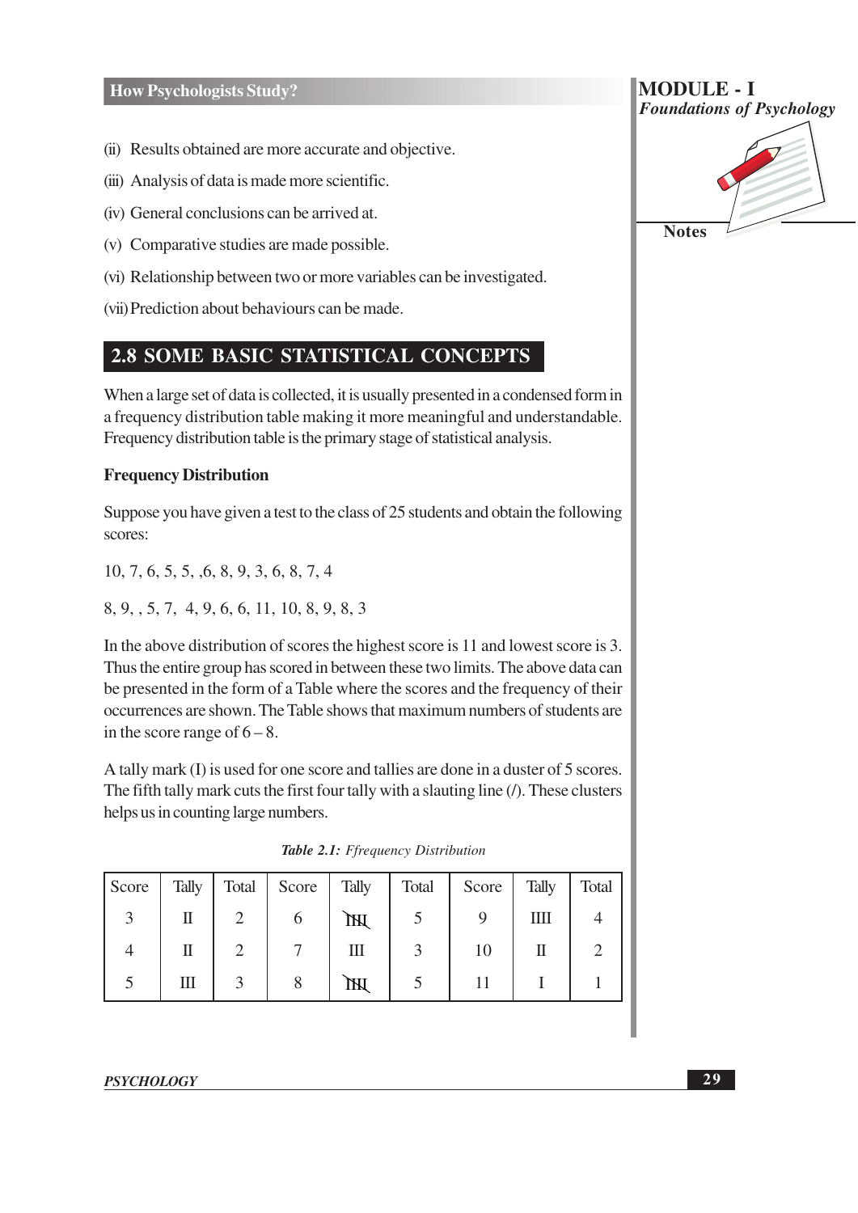(ii) Results obtained are more accurate and objective.

(iii) Analysis of data is made more scientific.

(iv) General conclusions can be arrived at.

(v) Comparative studies are made possible.

(vi) Relationship between two or more variables can be investigated.

(vii) Prediction about behaviours can be made.

## 2.8 SOME BASIC STATISTICAL CONCEPTS

When a large set of data is collected, it is usually presented in a condensed form in a frequency distribution table making it more meaningful and understandable. Frequency distribution table is the primary stage of statistical analysis.

### Frequency Distribution

Suppose you have given a test to the class of 25 students and obtain the following scores:

10, 7, 6, 5, 5, ,6, 8, 9, 3, 6, 8, 7, 4

8, 9, , 5, 7,  4, 9, 6, 6, 11, 10, 8, 9, 8, 3

In the above distribution of scores the highest score is 11 and lowest score is 3. Thus the entire group has scored in between these two limits. The above data can be presented in the form of a Table where the scores and the frequency of their occurrences are shown. The Table shows that maximum numbers of students are in the score range of 6 – 8.

A tally mark (I) is used for one score and tallies are done in a duster of 5 scores. The fifth tally mark cuts the first four tally with a slauting line (/). These clusters helps us in counting large numbers.

***Table 2.1:*** *Ffrequency Distribution*

| Score | Tally | Total | Score | Tally | Total | Score | Tally | Total |
|---|---|---|---|---|---|---|---|---|
| 3 | II | 2 | 6 | ~~IIII~~ | 5 | 9 | IIII | 4 |
| 4 | II | 2 | 7 | III | 3 | 10 | II | 2 |
| 5 | III | 3 | 8 | ~~IIII~~ | 5 | 11 | I | 1 |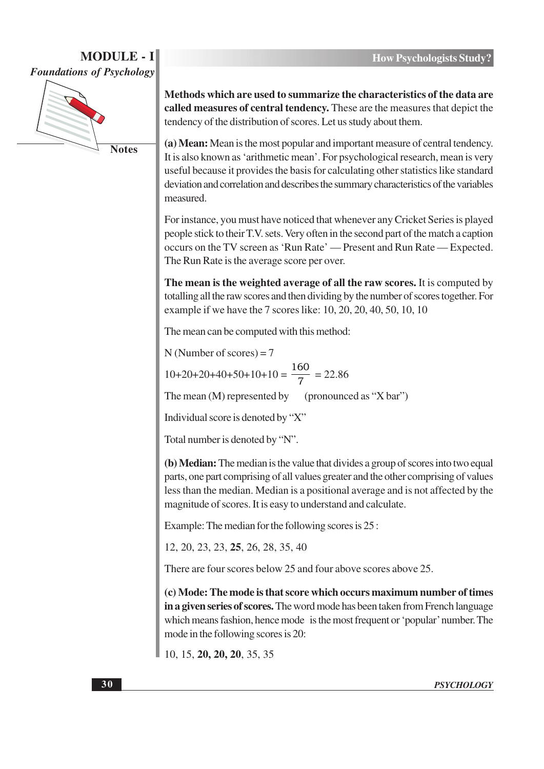**Methods which are used to summarize the characteristics of the data are called measures of central tendency.** These are the measures that depict the tendency of the distribution of scores. Let us study about them.

**(a) Mean:** Mean is the most popular and important measure of central tendency. It is also known as 'arithmetic mean'. For psychological research, mean is very useful because it provides the basis for calculating other statistics like standard deviation and correlation and describes the summary characteristics of the variables measured.

For instance, you must have noticed that whenever any Cricket Series is played people stick to their T.V. sets. Very often in the second part of the match a caption occurs on the TV screen as 'Run Rate' — Present and Run Rate — Expected. The Run Rate is the average score per over.

**The mean is the weighted average of all the raw scores.** It is computed by totalling all the raw scores and then dividing by the number of scores together. For example if we have the 7 scores like: 10, 20, 20, 40, 50, 10, 10

The mean can be computed with this method:

N (Number of scores) = 7

$$10+20+20+40+50+10+10 = \frac{160}{7} = 22.86$$

The mean (M) represented by (pronounced as "X bar")

Individual score is denoted by "X"

Total number is denoted by "N".

**(b) Median:** The median is the value that divides a group of scores into two equal parts, one part comprising of all values greater and the other comprising of values less than the median. Median is a positional average and is not affected by the magnitude of scores. It is easy to understand and calculate.

Example: The median for the following scores is 25 :

12, 20, 23, 23, **25**, 26, 28, 35, 40

There are four scores below 25 and four above scores above 25.

**(c) Mode: The mode is that score which occurs maximum number of times in a given series of scores.** The word mode has been taken from French language which means fashion, hence mode is the most frequent or 'popular' number. The mode in the following scores is 20:

10, 15, **20, 20, 20**, 35, 35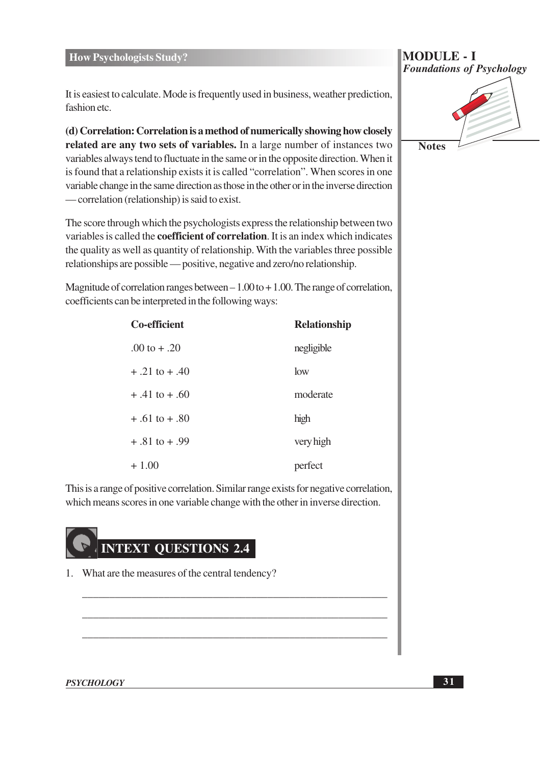It is easiest to calculate. Mode is frequently used in business, weather prediction, fashion etc.

**(d) Correlation: Correlation is a method of numerically showing how closely related are any two sets of variables.** In a large number of instances two variables always tend to fluctuate in the same or in the opposite direction. When it is found that a relationship exists it is called "correlation". When scores in one variable change in the same direction as those in the other or in the inverse direction — correlation (relationship) is said to exist.

The score through which the psychologists express the relationship between two variables is called the **coefficient of correlation**. It is an index which indicates the quality as well as quantity of relationship. With the variables three possible relationships are possible — positive, negative and zero/no relationship.

Magnitude of correlation ranges between – 1.00 to + 1.00. The range of correlation, coefficients can be interpreted in the following ways:

| Co-efficient | Relationship |
|---|---|
| .00 to + .20 | negligible |
| + .21 to + .40 | low |
| + .41 to + .60 | moderate |
| + .61 to + .80 | high |
| + .81 to + .99 | very high |
| + 1.00 | perfect |

This is a range of positive correlation. Similar range exists for negative correlation, which means scores in one variable change with the other in inverse direction.

## INTEXT QUESTIONS 2.4

1. What are the measures of the central tendency?

_______________________________________________

_______________________________________________

_______________________________________________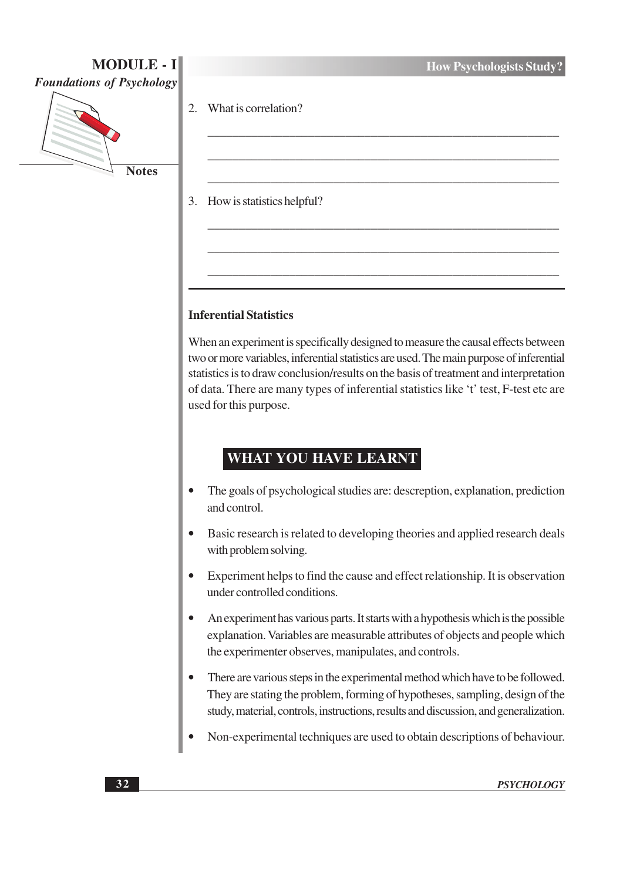2. What is correlation?

_______________________________________________

_______________________________________________

_______________________________________________

3. How is statistics helpful?

_______________________________________________

_______________________________________________

_______________________________________________

**Inferential Statistics**

When an experiment is specifically designed to measure the causal effects between two or more variables, inferential statistics are used. The main purpose of inferential statistics is to draw conclusion/results on the basis of treatment and interpretation of data. There are many types of inferential statistics like 't' test, F-test etc are used for this purpose.

## WHAT YOU HAVE LEARNT

- The goals of psychological studies are: descreption, explanation, prediction and control.
- Basic research is related to developing theories and applied research deals with problem solving.
- Experiment helps to find the cause and effect relationship. It is observation under controlled conditions.
- An experiment has various parts. It starts with a hypothesis which is the possible explanation. Variables are measurable attributes of objects and people which the experimenter observes, manipulates, and controls.
- There are various steps in the experimental method which have to be followed. They are stating the problem, forming of hypotheses, sampling, design of the study, material, controls, instructions, results and discussion, and generalization.
- Non-experimental techniques are used to obtain descriptions of behaviour.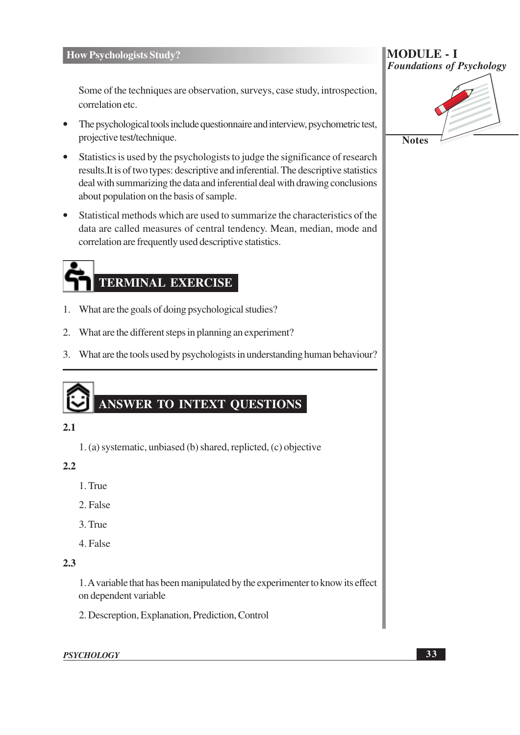Some of the techniques are observation, surveys, case study, introspection, correlation etc.

- The psychological tools include questionnaire and interview, psychometric test, projective test/technique.
- Statistics is used by the psychologists to judge the significance of research results.It is of two types: descriptive and inferential. The descriptive statistics deal with summarizing the data and inferential deal with drawing conclusions about population on the basis of sample.
- Statistical methods which are used to summarize the characteristics of the data are called measures of central tendency. Mean, median, mode and correlation are frequently used descriptive statistics.

## TERMINAL EXERCISE

1. What are the goals of doing psychological studies?
2. What are the different steps in planning an experiment?
3. What are the tools used by psychologists in understanding human behaviour?

## ANSWER TO INTEXT QUESTIONS

**2.1**

1. (a) systematic, unbiased (b) shared, replicted, (c) objective

**2.2**

1. True
2. False
3. True
4. False

**2.3**

1. A variable that has been manipulated by the experimenter to know its effect on dependent variable
2. Descreption, Explanation, Prediction, Control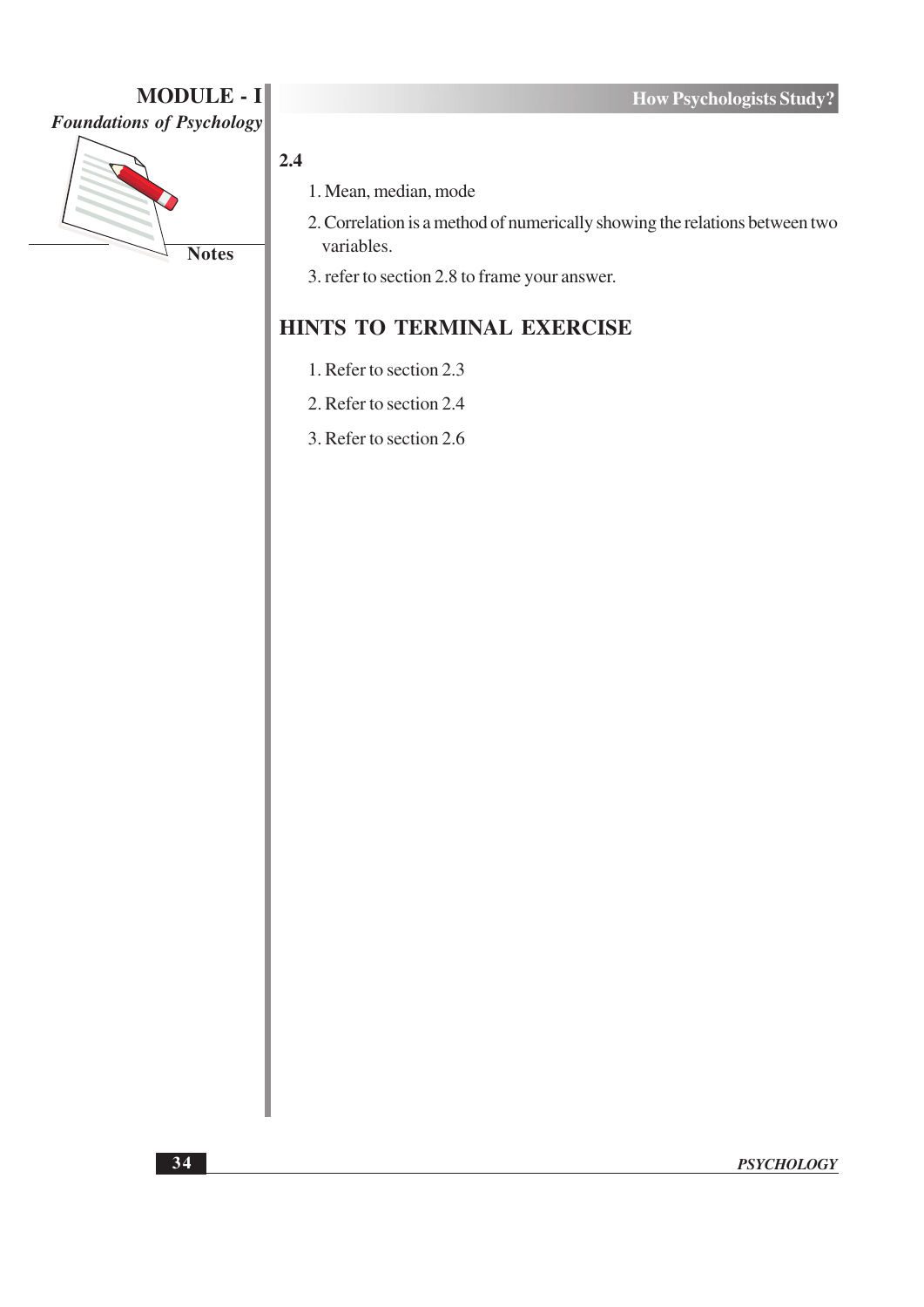**2.4**

1. Mean, median, mode
2. Correlation is a method of numerically showing the relations between two variables.
3. refer to section 2.8 to frame your answer.

## HINTS TO TERMINAL EXERCISE

1. Refer to section 2.3
2. Refer to section 2.4
3. Refer to section 2.6